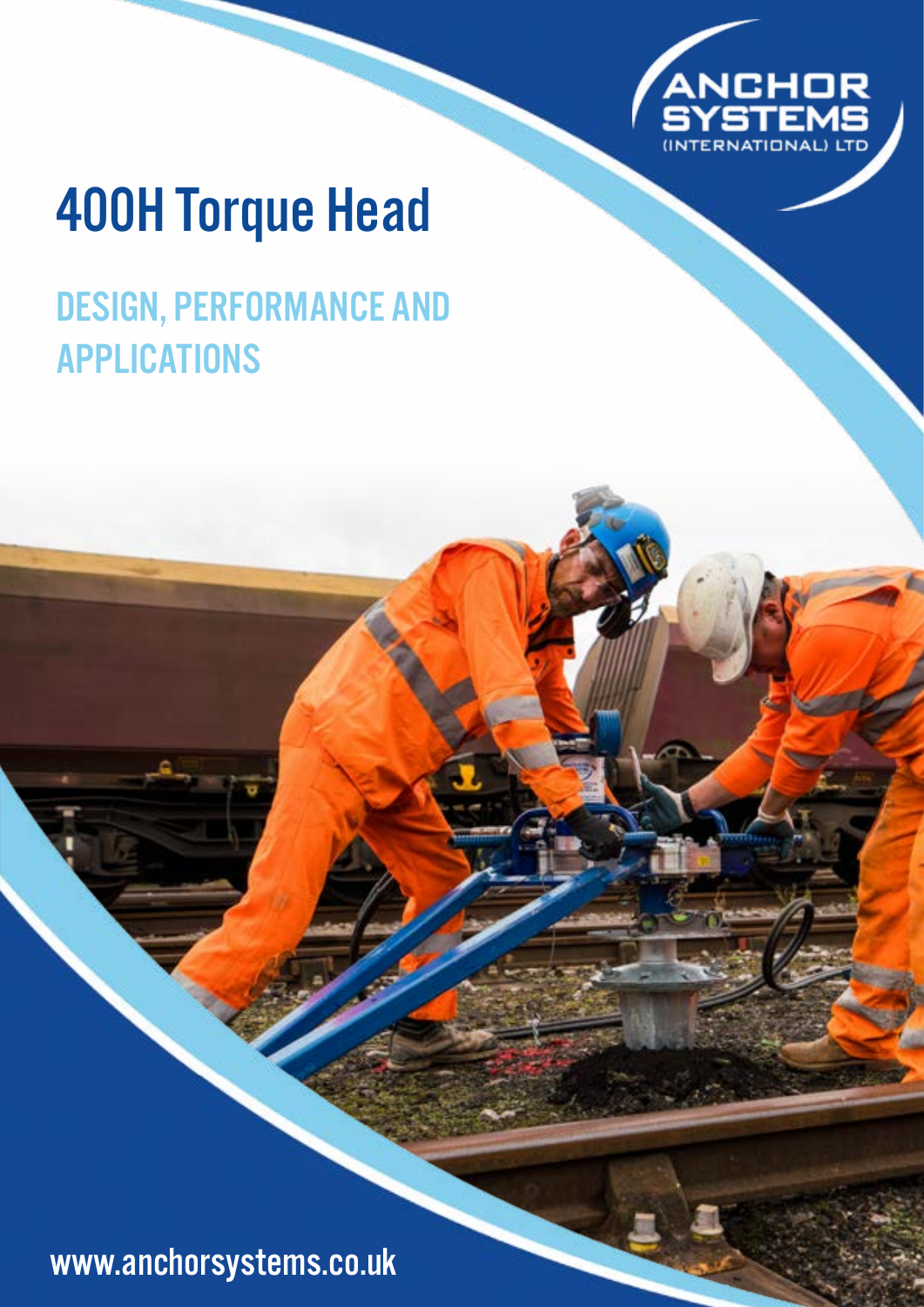ANCHOR SYSTEMS (INTERNATIONAL) LTD

# 400H Torque Head

## DESIGN, PERFORMANCE AND APPLICATIONS

www.anchorsystems.co.uk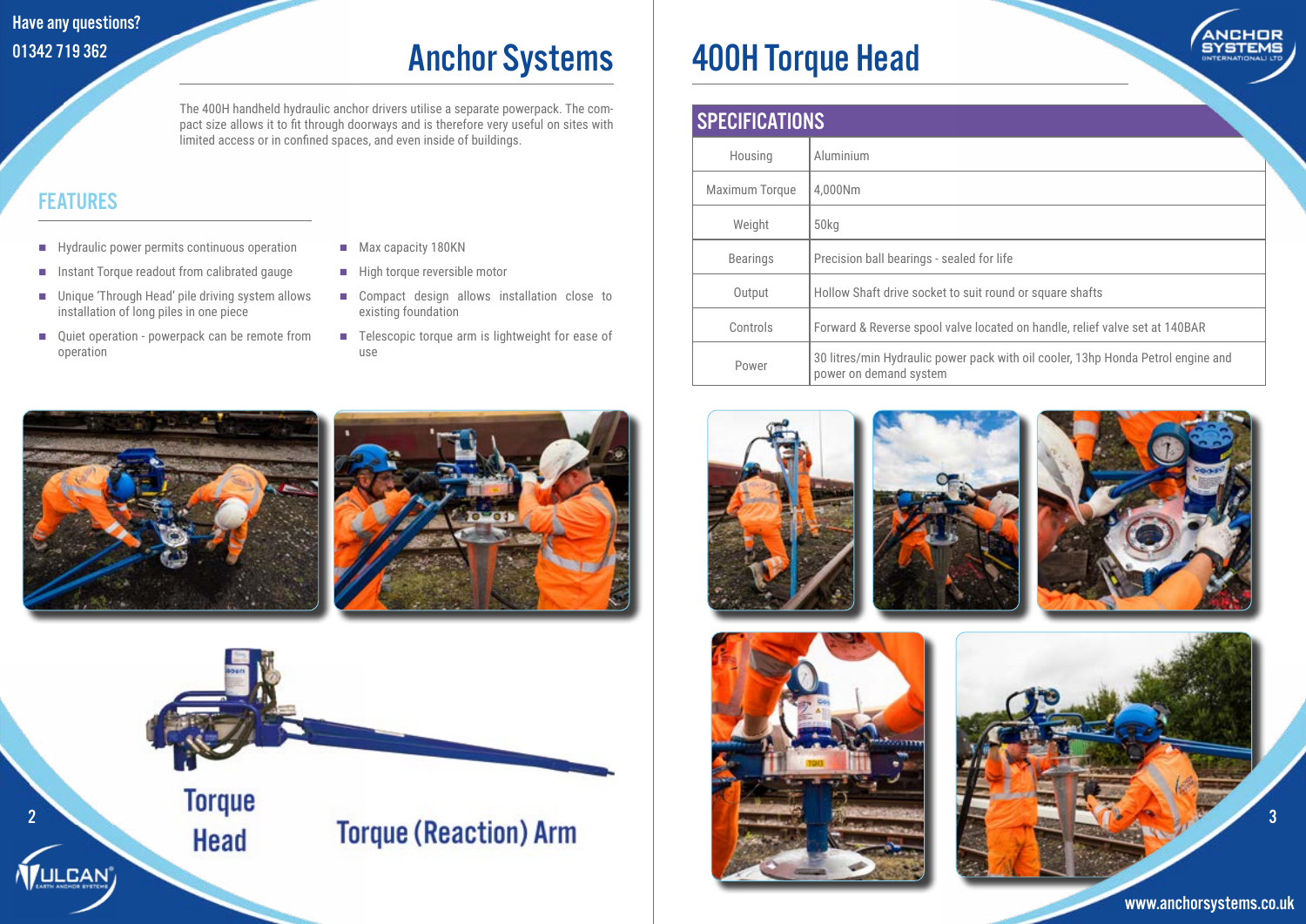Have any questions?
01342 719 362

# Anchor Systems

The 400H handheld hydraulic anchor drivers utilise a separate powerpack. The compact size allows it to fit through doorways and is therefore very useful on sites with limited access or in confined spaces, and even inside of buildings.

## FEATURES

- Hydraulic power permits continuous operation
- Instant Torque readout from calibrated gauge
- Unique 'Through Head' pile driving system allows installation of long piles in one piece
- Quiet operation - powerpack can be remote from operation
- Max capacity 180KN
- High torque reversible motor
- Compact design allows installation close to existing foundation
- Telescopic torque arm is lightweight for ease of use

Torque Head

Torque (Reaction) Arm

# 400H Torque Head

## SPECIFICATIONS

| | |
|---|---|
| Housing | Aluminium |
| Maximum Torque | 4,000Nm |
| Weight | 50kg |
| Bearings | Precision ball bearings - sealed for life |
| Output | Hollow Shaft drive socket to suit round or square shafts |
| Controls | Forward & Reverse spool valve located on handle, relief valve set at 140BAR |
| Power | 30 litres/min Hydraulic power pack with oil cooler, 13hp Honda Petrol engine and power on demand system |

www.anchorsystems.co.uk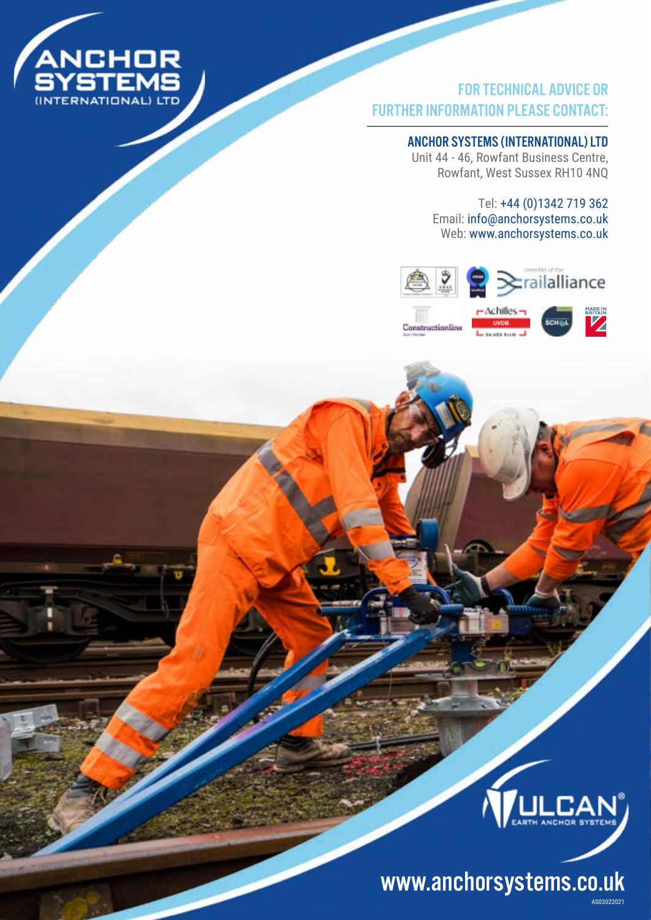# ANCHOR SYSTEMS (INTERNATIONAL) LTD

## FOR TECHNICAL ADVICE OR FURTHER INFORMATION PLEASE CONTACT:

**ANCHOR SYSTEMS (INTERNATIONAL) LTD**
Unit 44 - 46, Rowfant Business Centre,
Rowfant, West Sussex RH10 4NQ

Tel: +44 (0)1342 719 362
Email: info@anchorsystems.co.uk
Web: www.anchorsystems.co.uk

member of the railalliance

Constructionline

Achilles UVDB SILVER PLUS

MADE IN BRITAIN

VULCAN® EARTH ANCHOR SYSTEMS

**www.anchorsystems.co.uk**

AS03022021